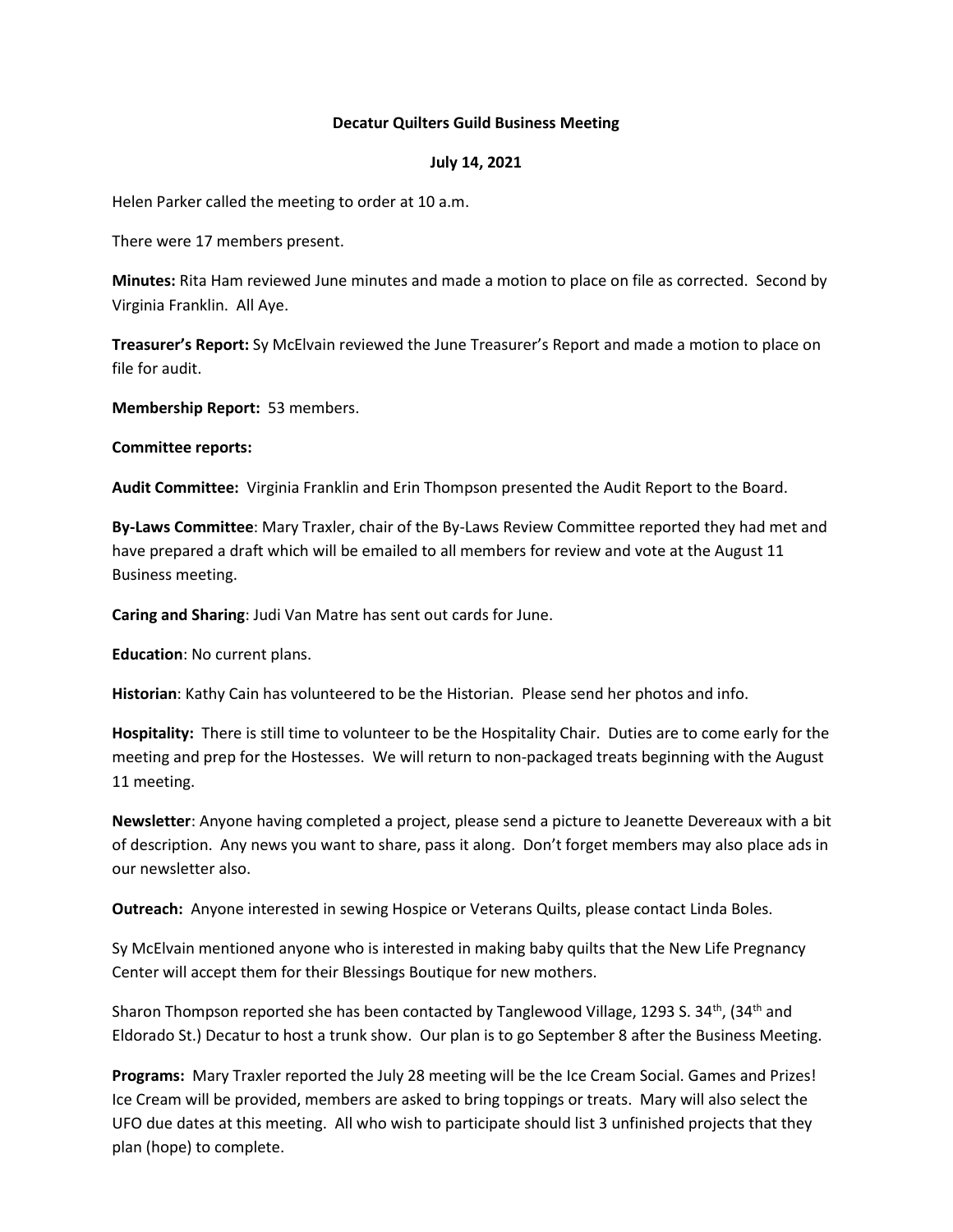**Decatur Quilters Guild Business Meeting**

**July 14, 2021**

Helen Parker called the meeting to order at 10 a.m.

There were 17 members present.

**Minutes:** Rita Ham reviewed June minutes and made a motion to place on file as corrected. Second by Virginia Franklin. All Aye.

**Treasurer's Report:** Sy McElvain reviewed the June Treasurer's Report and made a motion to place on file for audit.

**Membership Report:** 53 members.

**Committee reports:**

**Audit Committee:** Virginia Franklin and Erin Thompson presented the Audit Report to the Board.

**By-Laws Committee**: Mary Traxler, chair of the By-Laws Review Committee reported they had met and have prepared a draft which will be emailed to all members for review and vote at the August 11 Business meeting.

**Caring and Sharing**: Judi Van Matre has sent out cards for June.

**Education**: No current plans.

**Historian**: Kathy Cain has volunteered to be the Historian. Please send her photos and info.

**Hospitality:** There is still time to volunteer to be the Hospitality Chair. Duties are to come early for the meeting and prep for the Hostesses. We will return to non-packaged treats beginning with the August 11 meeting.

**Newsletter**: Anyone having completed a project, please send a picture to Jeanette Devereaux with a bit of description. Any news you want to share, pass it along. Don't forget members may also place ads in our newsletter also.

**Outreach:** Anyone interested in sewing Hospice or Veterans Quilts, please contact Linda Boles.

Sy McElvain mentioned anyone who is interested in making baby quilts that the New Life Pregnancy Center will accept them for their Blessings Boutique for new mothers.

Sharon Thompson reported she has been contacted by Tanglewood Village, 1293 S. 34th, (34th and Eldorado St.) Decatur to host a trunk show. Our plan is to go September 8 after the Business Meeting.

**Programs:** Mary Traxler reported the July 28 meeting will be the Ice Cream Social. Games and Prizes! Ice Cream will be provided, members are asked to bring toppings or treats. Mary will also select the UFO due dates at this meeting. All who wish to participate should list 3 unfinished projects that they plan (hope) to complete.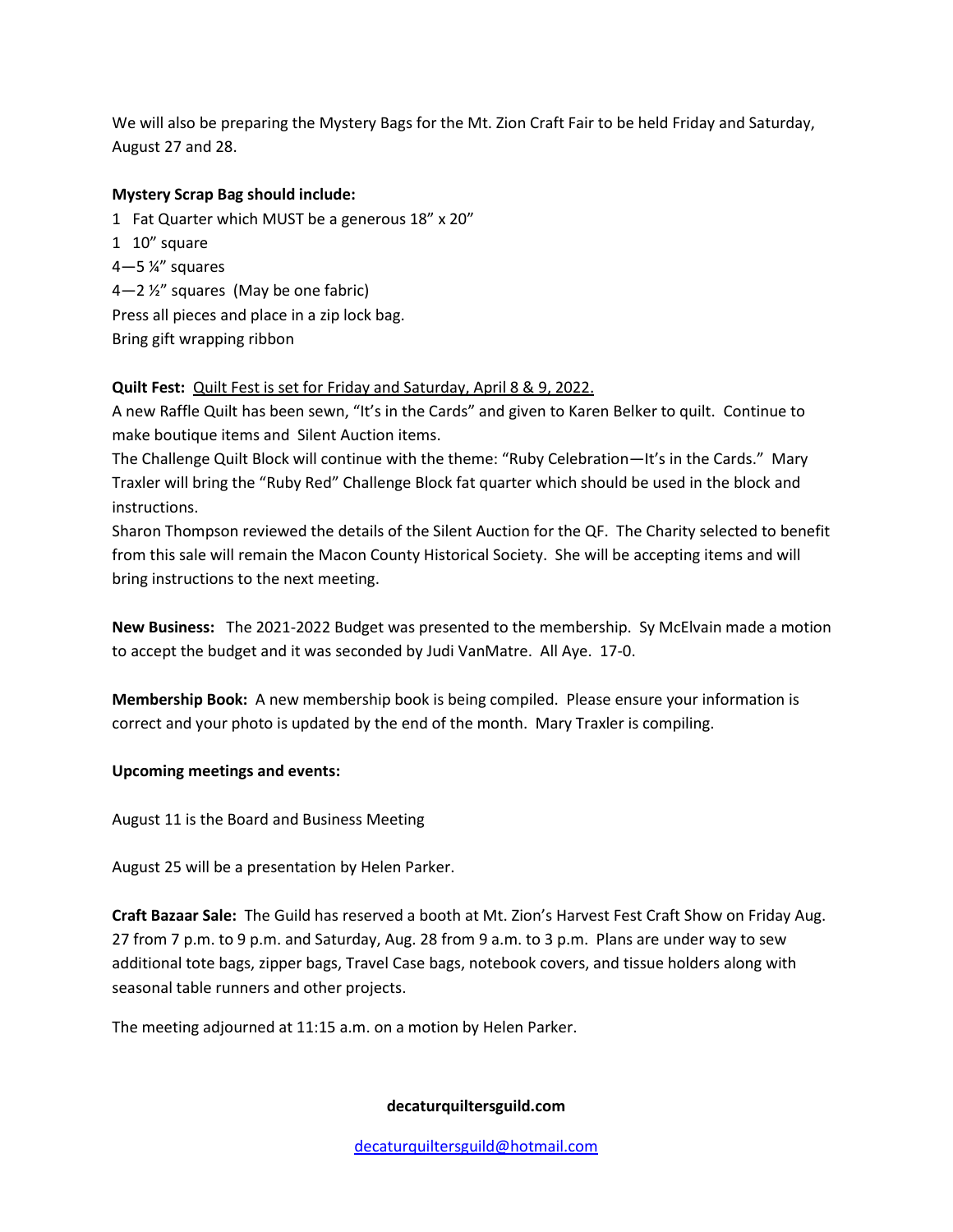We will also be preparing the Mystery Bags for the Mt. Zion Craft Fair to be held Friday and Saturday, August 27 and 28.

**Mystery Scrap Bag should include:**

1 Fat Quarter which MUST be a generous 18" x 20"
1 10" square
4—5 ¼" squares
4—2 ½" squares (May be one fabric)
Press all pieces and place in a zip lock bag.
Bring gift wrapping ribbon

**Quilt Fest:** <u>Quilt Fest is set for Friday and Saturday, April 8 & 9, 2022.</u>
A new Raffle Quilt has been sewn, "It's in the Cards" and given to Karen Belker to quilt. Continue to make boutique items and Silent Auction items.
The Challenge Quilt Block will continue with the theme: "Ruby Celebration—It's in the Cards." Mary Traxler will bring the "Ruby Red" Challenge Block fat quarter which should be used in the block and instructions.
Sharon Thompson reviewed the details of the Silent Auction for the QF. The Charity selected to benefit from this sale will remain the Macon County Historical Society. She will be accepting items and will bring instructions to the next meeting.

**New Business:** The 2021-2022 Budget was presented to the membership. Sy McElvain made a motion to accept the budget and it was seconded by Judi VanMatre. All Aye. 17-0.

**Membership Book:** A new membership book is being compiled. Please ensure your information is correct and your photo is updated by the end of the month. Mary Traxler is compiling.

**Upcoming meetings and events:**

August 11 is the Board and Business Meeting

August 25 will be a presentation by Helen Parker.

**Craft Bazaar Sale:** The Guild has reserved a booth at Mt. Zion's Harvest Fest Craft Show on Friday Aug. 27 from 7 p.m. to 9 p.m. and Saturday, Aug. 28 from 9 a.m. to 3 p.m. Plans are under way to sew additional tote bags, zipper bags, Travel Case bags, notebook covers, and tissue holders along with seasonal table runners and other projects.

The meeting adjourned at 11:15 a.m. on a motion by Helen Parker.

**decaturquiltersguild.com**

decaturquiltersguild@hotmail.com